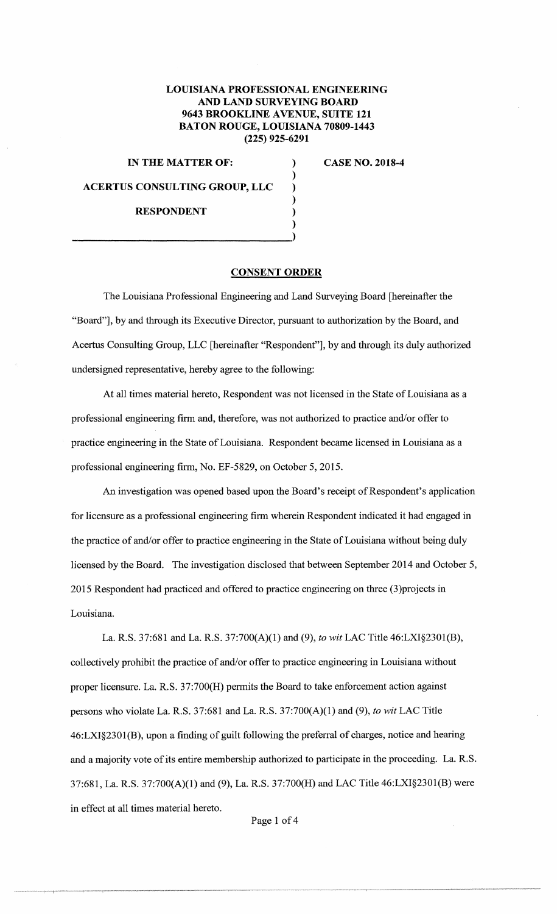**LOUISIANA PROFESSIONAL ENGINEERING AND LAND SURVEYING BOARD**
**9643 BROOKLINE AVENUE, SUITE 121**
**BATON ROUGE, LOUISIANA 70809-1443**
**(225) 925-6291**

**IN THE MATTER OF:**

**ACERTUS CONSULTING GROUP, LLC**

**RESPONDENT**

**CASE NO. 2018-4**

## CONSENT ORDER

The Louisiana Professional Engineering and Land Surveying Board [hereinafter the "Board"], by and through its Executive Director, pursuant to authorization by the Board, and Acertus Consulting Group, LLC [hereinafter "Respondent"], by and through its duly authorized undersigned representative, hereby agree to the following:

At all times material hereto, Respondent was not licensed in the State of Louisiana as a professional engineering firm and, therefore, was not authorized to practice and/or offer to practice engineering in the State of Louisiana. Respondent became licensed in Louisiana as a professional engineering firm, No. EF-5829, on October 5, 2015.

An investigation was opened based upon the Board's receipt of Respondent's application for licensure as a professional engineering firm wherein Respondent indicated it had engaged in the practice of and/or offer to practice engineering in the State of Louisiana without being duly licensed by the Board. The investigation disclosed that between September 2014 and October 5, 2015 Respondent had practiced and offered to practice engineering on three (3)projects in Louisiana.

La. R.S. 37:681 and La. R.S. 37:700(A)(1) and (9), *to wit* LAC Title 46:LXI§2301(B), collectively prohibit the practice of and/or offer to practice engineering in Louisiana without proper licensure. La. R.S. 37:700(H) permits the Board to take enforcement action against persons who violate La. R.S. 37:681 and La. R.S. 37:700(A)(1) and (9), *to wit* LAC Title 46:LXI§2301(B), upon a finding of guilt following the preferral of charges, notice and hearing and a majority vote of its entire membership authorized to participate in the proceeding. La. R.S. 37:681, La. R.S. 37:700(A)(1) and (9), La. R.S. 37:700(H) and LAC Title 46:LXI§2301(B) were in effect at all times material hereto.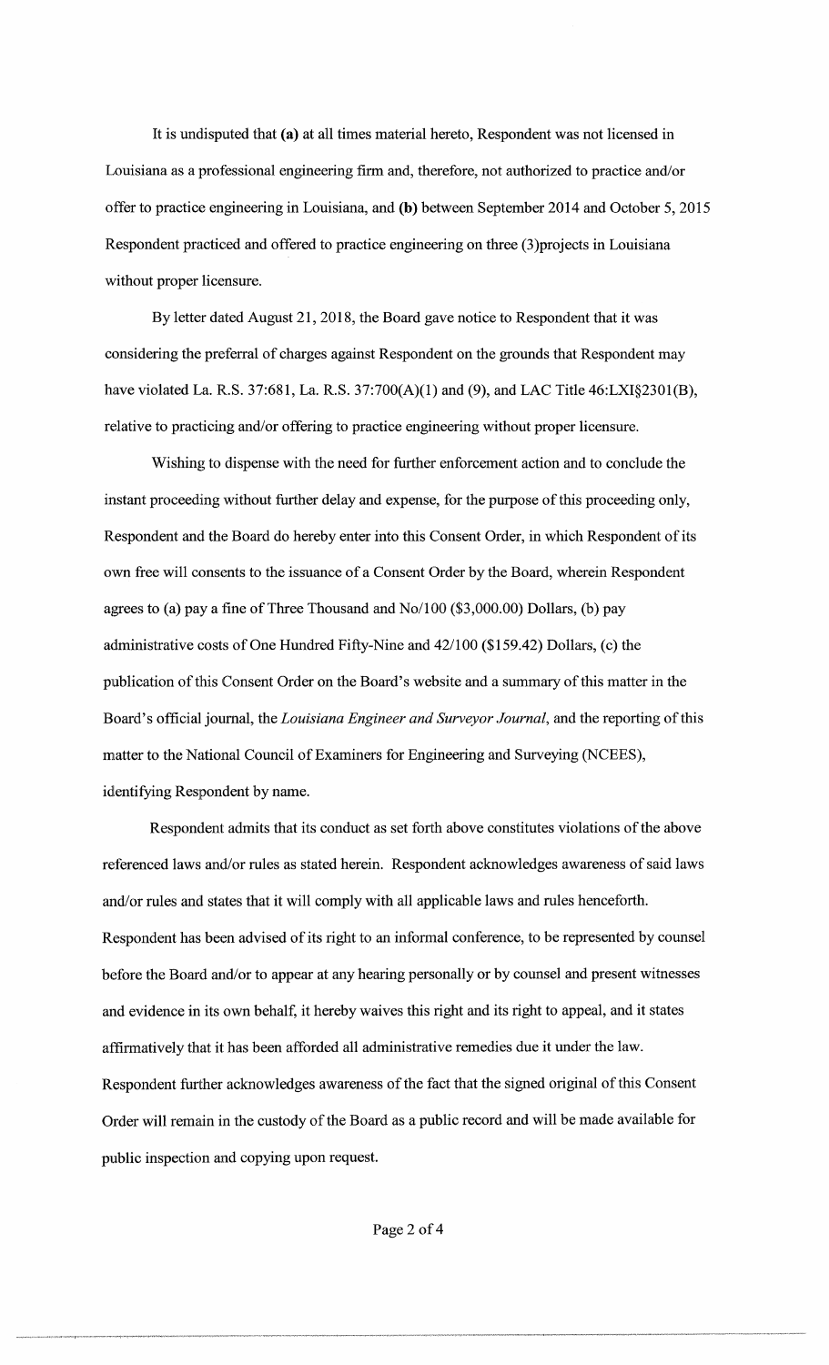It is undisputed that **(a)** at all times material hereto, Respondent was not licensed in Louisiana as a professional engineering firm and, therefore, not authorized to practice and/or offer to practice engineering in Louisiana, and **(b)** between September 2014 and October 5, 2015 Respondent practiced and offered to practice engineering on three (3)projects in Louisiana without proper licensure.

By letter dated August 21, 2018, the Board gave notice to Respondent that it was considering the preferral of charges against Respondent on the grounds that Respondent may have violated La. R.S. 37:681, La. R.S. 37:700(A)(1) and (9), and LAC Title 46:LXI§2301(B), relative to practicing and/or offering to practice engineering without proper licensure.

Wishing to dispense with the need for further enforcement action and to conclude the instant proceeding without further delay and expense, for the purpose of this proceeding only, Respondent and the Board do hereby enter into this Consent Order, in which Respondent of its own free will consents to the issuance of a Consent Order by the Board, wherein Respondent agrees to (a) pay a fine of Three Thousand and No/100 ($3,000.00) Dollars, (b) pay administrative costs of One Hundred Fifty-Nine and 42/100 ($159.42) Dollars, (c) the publication of this Consent Order on the Board's website and a summary of this matter in the Board's official journal, the *Louisiana Engineer and Surveyor Journal*, and the reporting of this matter to the National Council of Examiners for Engineering and Surveying (NCEES), identifying Respondent by name.

Respondent admits that its conduct as set forth above constitutes violations of the above referenced laws and/or rules as stated herein. Respondent acknowledges awareness of said laws and/or rules and states that it will comply with all applicable laws and rules henceforth. Respondent has been advised of its right to an informal conference, to be represented by counsel before the Board and/or to appear at any hearing personally or by counsel and present witnesses and evidence in its own behalf, it hereby waives this right and its right to appeal, and it states affirmatively that it has been afforded all administrative remedies due it under the law. Respondent further acknowledges awareness of the fact that the signed original of this Consent Order will remain in the custody of the Board as a public record and will be made available for public inspection and copying upon request.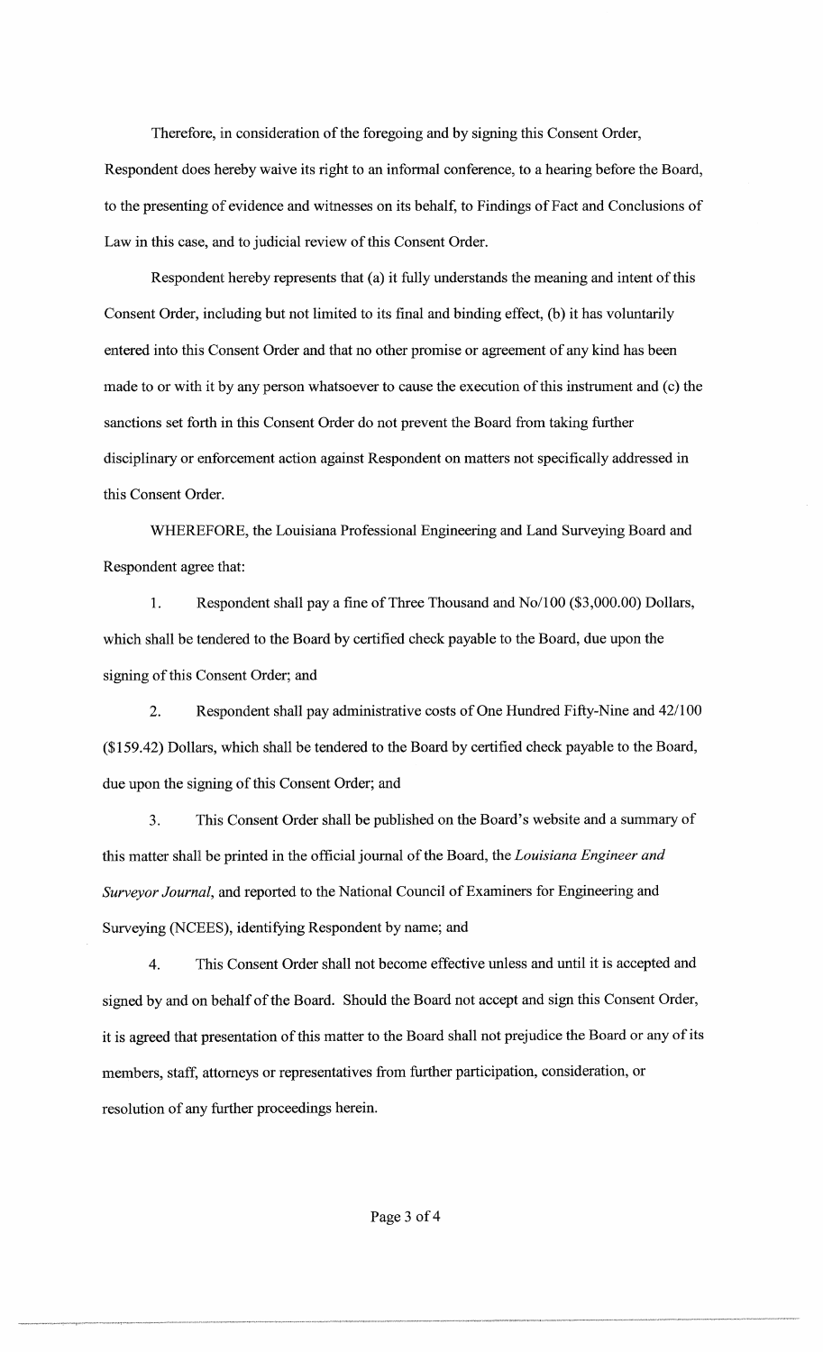Therefore, in consideration of the foregoing and by signing this Consent Order, Respondent does hereby waive its right to an informal conference, to a hearing before the Board, to the presenting of evidence and witnesses on its behalf, to Findings of Fact and Conclusions of Law in this case, and to judicial review of this Consent Order.

Respondent hereby represents that (a) it fully understands the meaning and intent of this Consent Order, including but not limited to its final and binding effect, (b) it has voluntarily entered into this Consent Order and that no other promise or agreement of any kind has been made to or with it by any person whatsoever to cause the execution of this instrument and (c) the sanctions set forth in this Consent Order do not prevent the Board from taking further disciplinary or enforcement action against Respondent on matters not specifically addressed in this Consent Order.

WHEREFORE, the Louisiana Professional Engineering and Land Surveying Board and Respondent agree that:

1. Respondent shall pay a fine of Three Thousand and No/100 ($3,000.00) Dollars, which shall be tendered to the Board by certified check payable to the Board, due upon the signing of this Consent Order; and

2. Respondent shall pay administrative costs of One Hundred Fifty-Nine and 42/100 ($159.42) Dollars, which shall be tendered to the Board by certified check payable to the Board, due upon the signing of this Consent Order; and

3. This Consent Order shall be published on the Board's website and a summary of this matter shall be printed in the official journal of the Board, the *Louisiana Engineer and Surveyor Journal*, and reported to the National Council of Examiners for Engineering and Surveying (NCEES), identifying Respondent by name; and

4. This Consent Order shall not become effective unless and until it is accepted and signed by and on behalf of the Board. Should the Board not accept and sign this Consent Order, it is agreed that presentation of this matter to the Board shall not prejudice the Board or any of its members, staff, attorneys or representatives from further participation, consideration, or resolution of any further proceedings herein.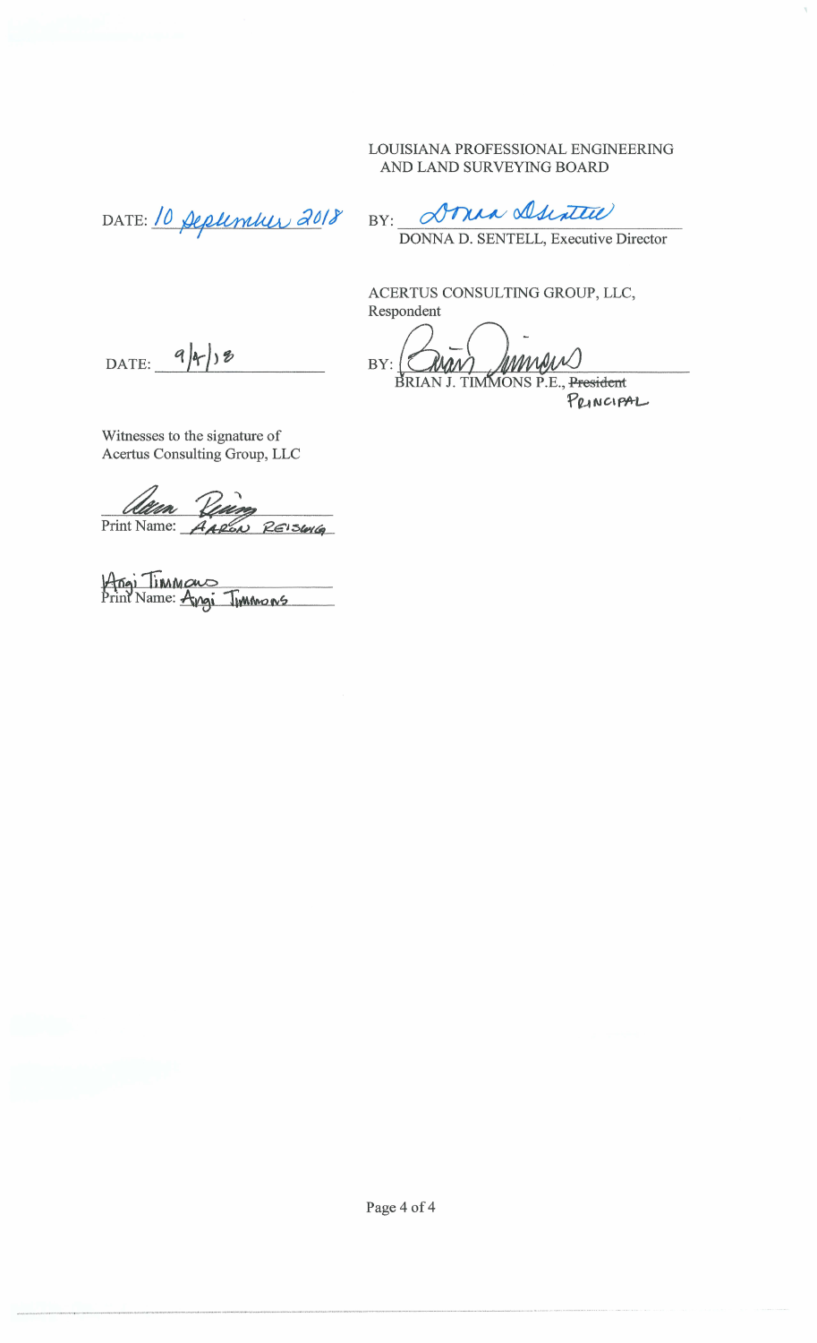LOUISIANA PROFESSIONAL ENGINEERING AND LAND SURVEYING BOARD

DATE: 10 September 2018

BY: Donna Sentell

DONNA D. SENTELL, Executive Director

ACERTUS CONSULTING GROUP, LLC, Respondent

DATE: 9/4/18

BY: Brian Timmons

BRIAN J. TIMMONS P.E., ~~President~~ PRINCIPAL

Witnesses to the signature of Acertus Consulting Group, LLC

Aaron Reising
Print Name: AARON REISING

Angi Timmons
Print Name: Angi Timmons